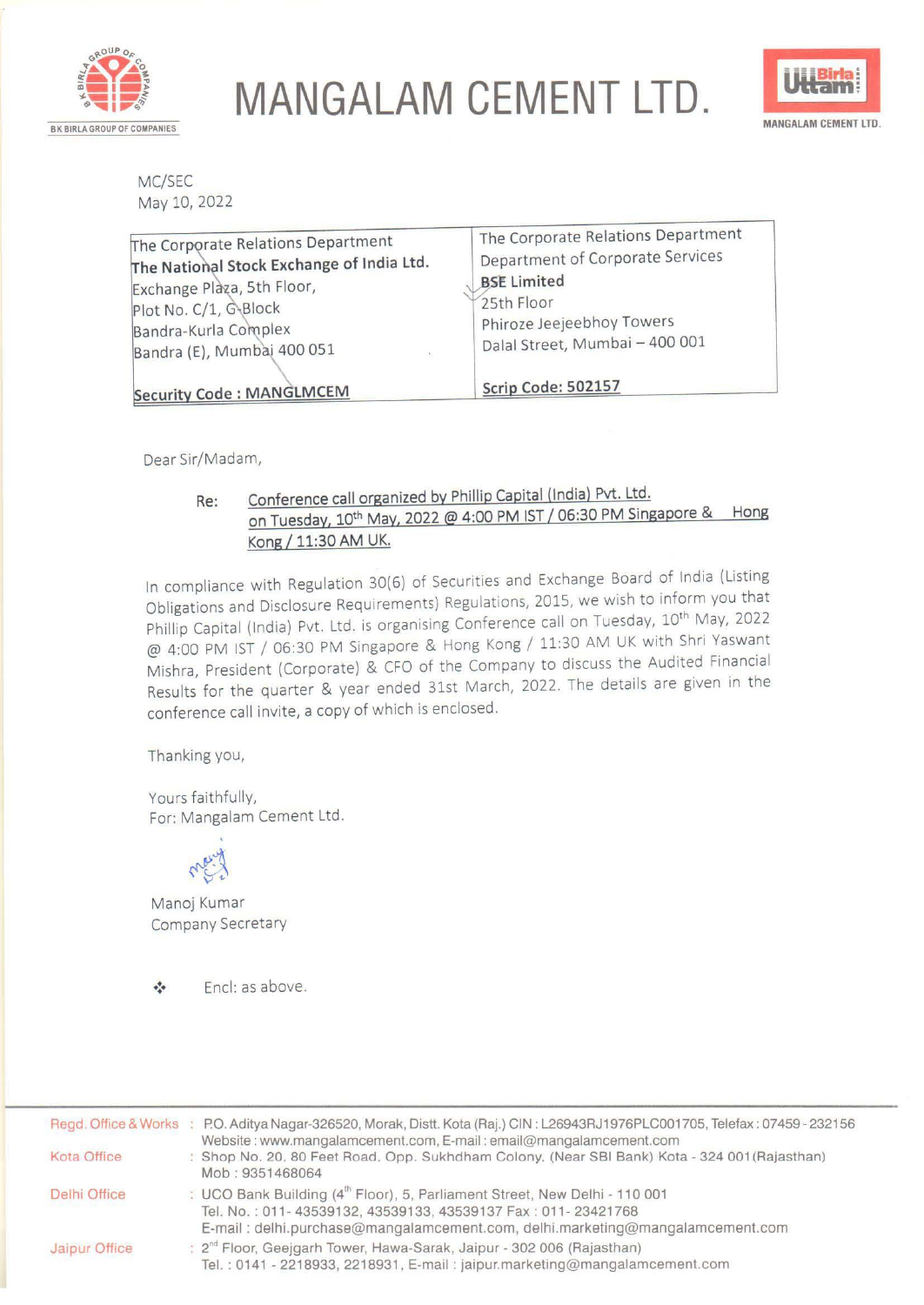# MANGALAM CEMENT LTD.

MC/SEC
May 10, 2022

| The Corporate Relations Department<br>**The National Stock Exchange of India Ltd.**<br>Exchange Plaza, 5th Floor,<br>Plot No. C/1, G-Block<br>Bandra-Kurla Complex<br>Bandra (E), Mumbai 400 051 | The Corporate Relations Department<br>Department of Corporate Services<br>**BSE Limited**<br>25th Floor<br>Phiroze Jeejeebhoy Towers<br>Dalal Street, Mumbai – 400 001 |
|---|---|
| **Security Code : MANGLMCEM** | **Scrip Code: 502157** |

Dear Sir/Madam,

Re: Conference call organized by Phillip Capital (India) Pvt. Ltd. on Tuesday, 10th May, 2022 @ 4:00 PM IST / 06:30 PM Singapore & Hong Kong / 11:30 AM UK.

In compliance with Regulation 30(6) of Securities and Exchange Board of India (Listing Obligations and Disclosure Requirements) Regulations, 2015, we wish to inform you that Phillip Capital (India) Pvt. Ltd. is organising Conference call on Tuesday, 10th May, 2022 @ 4:00 PM IST / 06:30 PM Singapore & Hong Kong / 11:30 AM UK with Shri Yaswant Mishra, President (Corporate) & CFO of the Company to discuss the Audited Financial Results for the quarter & year ended 31st March, 2022. The details are given in the conference call invite, a copy of which is enclosed.

Thanking you,

Yours faithfully,
For: Mangalam Cement Ltd.

Manoj Kumar
Company Secretary

❖ Encl: as above.

Regd. Office & Works : P.O. Aditya Nagar-326520, Morak, Distt. Kota (Raj.) CIN : L26943RJ1976PLC001705, Telefax : 07459 - 232156
Website : www.mangalamcement.com, E-mail : email@mangalamcement.com

Kota Office : Shop No. 20, 80 Feet Road, Opp. Sukhdham Colony, (Near SBI Bank) Kota - 324 001 (Rajasthan)
Mob : 9351468064

Delhi Office : UCO Bank Building (4th Floor), 5, Parliament Street, New Delhi - 110 001
Tel. No. : 011- 43539132, 43539133, 43539137 Fax : 011- 23421768
E-mail : delhi.purchase@mangalamcement.com, delhi.marketing@mangalamcement.com

Jaipur Office : 2nd Floor, Geejgarh Tower, Hawa-Sarak, Jaipur - 302 006 (Rajasthan)
Tel. : 0141 - 2218933, 2218931, E-mail : jaipur.marketing@mangalamcement.com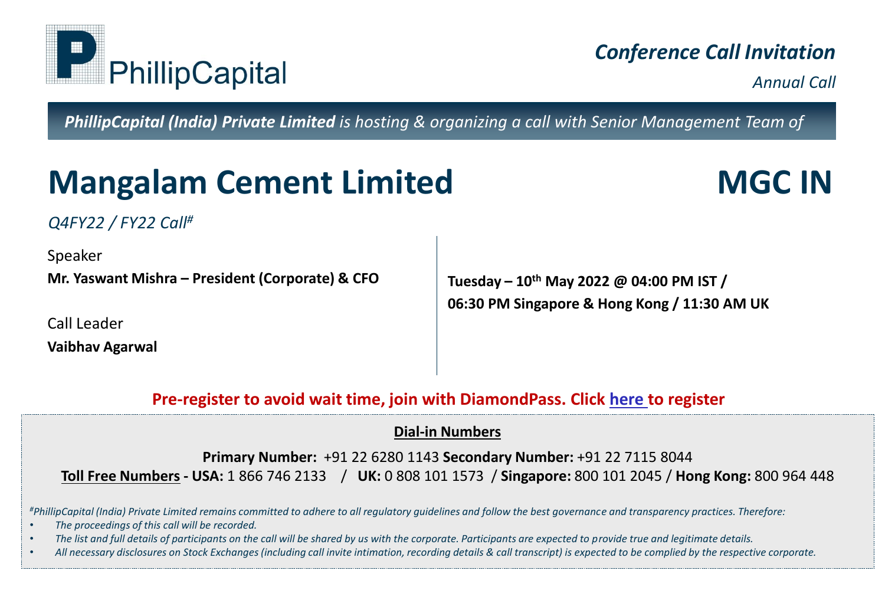PhillipCapital

*Conference Call Invitation*

*Annual Call*

***PhillipCapital (India) Private Limited** is hosting & organizing a call with Senior Management Team of*

# Mangalam Cement Limited

# MGC IN

*Q4FY22 / FY22 Call#*

Speaker

**Mr. Yaswant Mishra – President (Corporate) & CFO**

Call Leader

**Vaibhav Agarwal**

**Tuesday – 10th May 2022 @ 04:00 PM IST / 06:30 PM Singapore & Hong Kong / 11:30 AM UK**

**Pre-register to avoid wait time, join with DiamondPass. Click here to register**

**Dial-in Numbers**

**Primary Number:** +91 22 6280 1143 **Secondary Number:** +91 22 7115 8044

**Toll Free Numbers - USA:** 1 866 746 2133 / **UK:** 0 808 101 1573 / **Singapore:** 800 101 2045 / **Hong Kong:** 800 964 448

*#PhillipCapital (India) Private Limited remains committed to adhere to all regulatory guidelines and follow the best governance and transparency practices. Therefore:*

- *The proceedings of this call will be recorded.*
- *The list and full details of participants on the call will be shared by us with the corporate. Participants are expected to provide true and legitimate details.*
- *All necessary disclosures on Stock Exchanges (including call invite intimation, recording details & call transcript) is expected to be complied by the respective corporate.*